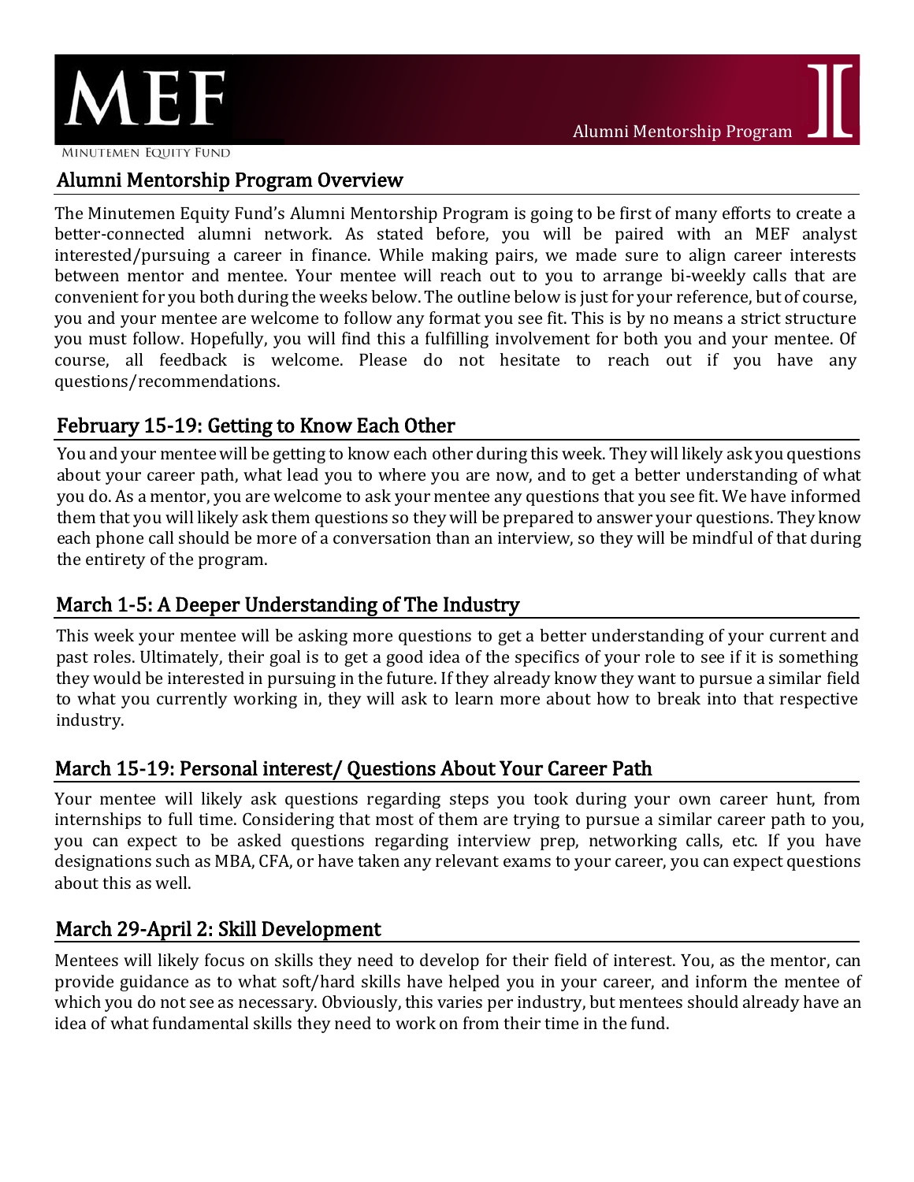MEF

MINUTEMEN EQUITY FUND

Alumni Mentorship Program

## Alumni Mentorship Program Overview

The Minutemen Equity Fund's Alumni Mentorship Program is going to be first of many efforts to create a better-connected alumni network. As stated before, you will be paired with an MEF analyst interested/pursuing a career in finance. While making pairs, we made sure to align career interests between mentor and mentee. Your mentee will reach out to you to arrange bi-weekly calls that are convenient for you both during the weeks below. The outline below is just for your reference, but of course, you and your mentee are welcome to follow any format you see fit. This is by no means a strict structure you must follow. Hopefully, you will find this a fulfilling involvement for both you and your mentee. Of course, all feedback is welcome. Please do not hesitate to reach out if you have any questions/recommendations.

## February 15-19: Getting to Know Each Other

You and your mentee will be getting to know each other during this week. They will likely ask you questions about your career path, what lead you to where you are now, and to get a better understanding of what you do. As a mentor, you are welcome to ask your mentee any questions that you see fit. We have informed them that you will likely ask them questions so they will be prepared to answer your questions. They know each phone call should be more of a conversation than an interview, so they will be mindful of that during the entirety of the program.

## March 1-5: A Deeper Understanding of The Industry

This week your mentee will be asking more questions to get a better understanding of your current and past roles. Ultimately, their goal is to get a good idea of the specifics of your role to see if it is something they would be interested in pursuing in the future. If they already know they want to pursue a similar field to what you currently working in, they will ask to learn more about how to break into that respective industry.

## March 15-19: Personal interest/ Questions About Your Career Path

Your mentee will likely ask questions regarding steps you took during your own career hunt, from internships to full time. Considering that most of them are trying to pursue a similar career path to you, you can expect to be asked questions regarding interview prep, networking calls, etc. If you have designations such as MBA, CFA, or have taken any relevant exams to your career, you can expect questions about this as well.

## March 29-April 2: Skill Development

Mentees will likely focus on skills they need to develop for their field of interest. You, as the mentor, can provide guidance as to what soft/hard skills have helped you in your career, and inform the mentee of which you do not see as necessary. Obviously, this varies per industry, but mentees should already have an idea of what fundamental skills they need to work on from their time in the fund.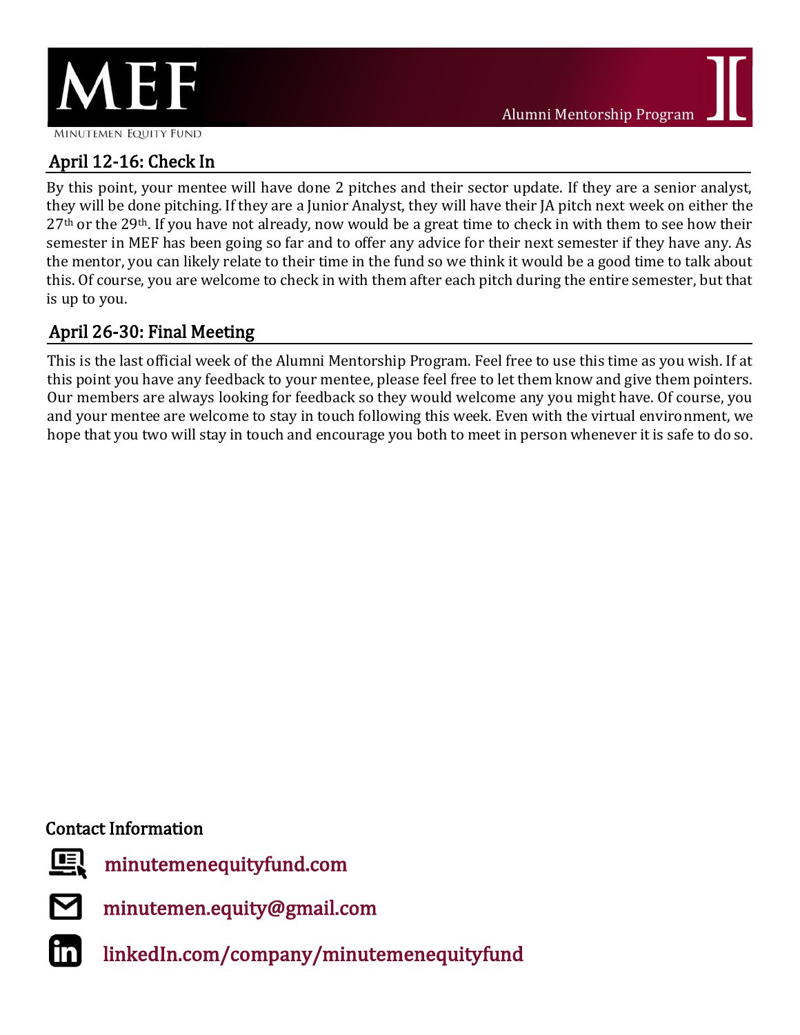## April 12-16: Check In

By this point, your mentee will have done 2 pitches and their sector update. If they are a senior analyst, they will be done pitching. If they are a Junior Analyst, they will have their JA pitch next week on either the 27th or the 29th. If you have not already, now would be a great time to check in with them to see how their semester in MEF has been going so far and to offer any advice for their next semester if they have any. As the mentor, you can likely relate to their time in the fund so we think it would be a good time to talk about this. Of course, you are welcome to check in with them after each pitch during the entire semester, but that is up to you.

## April 26-30: Final Meeting

This is the last official week of the Alumni Mentorship Program. Feel free to use this time as you wish. If at this point you have any feedback to your mentee, please feel free to let them know and give them pointers. Our members are always looking for feedback so they would welcome any you might have. Of course, you and your mentee are welcome to stay in touch following this week. Even with the virtual environment, we hope that you two will stay in touch and encourage you both to meet in person whenever it is safe to do so.

### Contact Information

minutemenequityfund.com

minutemen.equity@gmail.com

linkedIn.com/company/minutemenequityfund